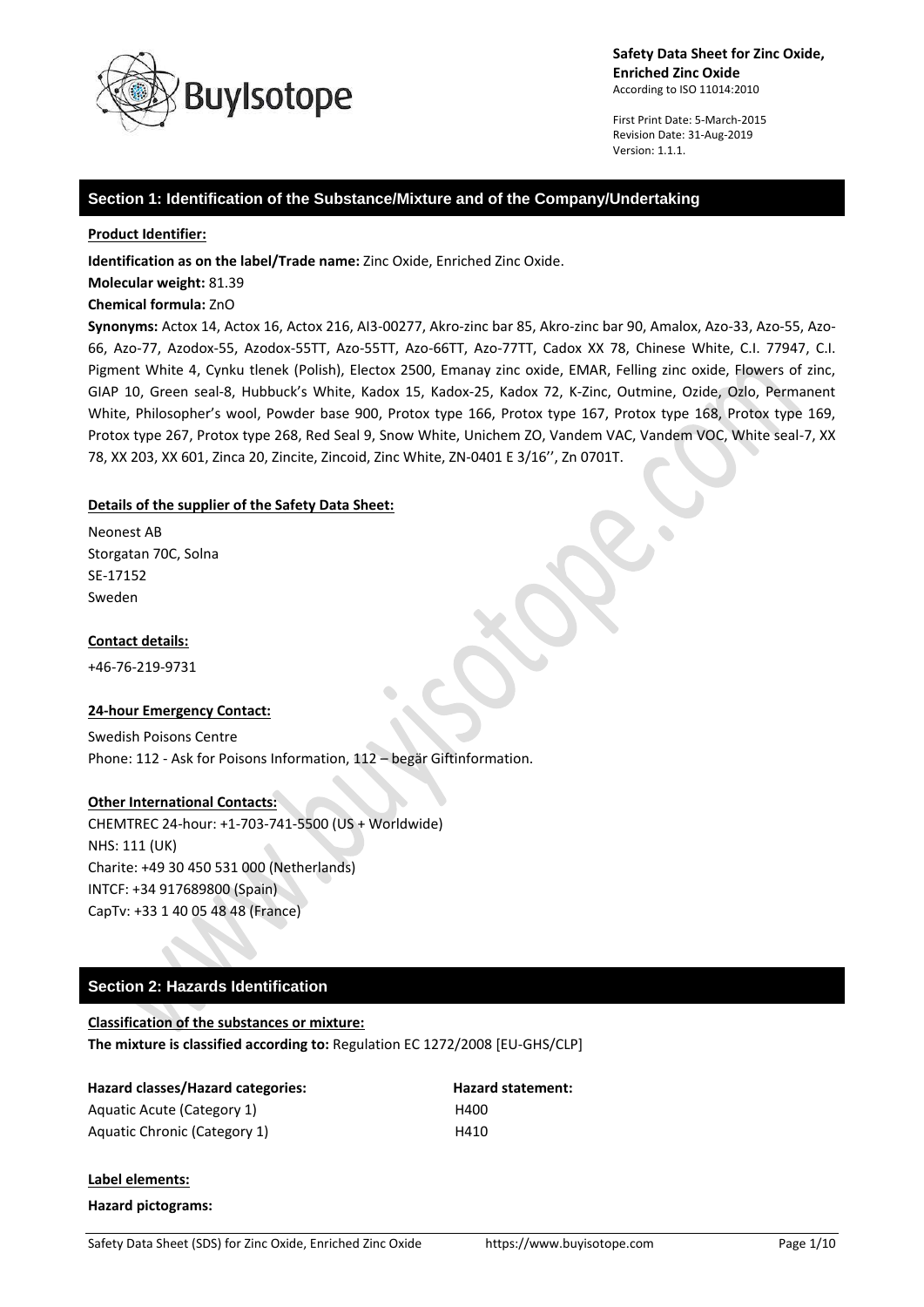**Safety Data Sheet for Zinc Oxide, Enriched Zinc Oxide**
According to ISO 11014:2010

First Print Date: 5-March-2015
Revision Date: 31-Aug-2019
Version: 1.1.1.

## Section 1: Identification of the Substance/Mixture and of the Company/Undertaking

**Product Identifier:**

**Identification as on the label/Trade name:** Zinc Oxide, Enriched Zinc Oxide.

**Molecular weight:** 81.39

**Chemical formula:** ZnO

**Synonyms:** Actox 14, Actox 16, Actox 216, AI3-00277, Akro-zinc bar 85, Akro-zinc bar 90, Amalox, Azo-33, Azo-55, Azo-66, Azo-77, Azodox-55, Azodox-55TT, Azo-55TT, Azo-66TT, Azo-77TT, Cadox XX 78, Chinese White, C.I. 77947, C.I. Pigment White 4, Cynku tlenek (Polish), Electox 2500, Emanay zinc oxide, EMAR, Felling zinc oxide, Flowers of zinc, GIAP 10, Green seal-8, Hubbuck's White, Kadox 15, Kadox-25, Kadox 72, K-Zinc, Outmine, Ozide, Ozlo, Permanent White, Philosopher's wool, Powder base 900, Protox type 166, Protox type 167, Protox type 168, Protox type 169, Protox type 267, Protox type 268, Red Seal 9, Snow White, Unichem ZO, Vandem VAC, Vandem VOC, White seal-7, XX 78, XX 203, XX 601, Zinca 20, Zincite, Zincoid, Zinc White, ZN-0401 E 3/16'', Zn 0701T.

**Details of the supplier of the Safety Data Sheet:**

Neonest AB
Storgatan 70C, Solna
SE-17152
Sweden

**Contact details:**

+46-76-219-9731

**24-hour Emergency Contact:**

Swedish Poisons Centre
Phone: 112 - Ask for Poisons Information, 112 – begär Giftinformation.

**Other International Contacts:**

CHEMTREC 24-hour: +1-703-741-5500 (US + Worldwide)
NHS: 111 (UK)
Charite: +49 30 450 531 000 (Netherlands)
INTCF: +34 917689800 (Spain)
CapTv: +33 1 40 05 48 48 (France)

## Section 2: Hazards Identification

**Classification of the substances or mixture:**

**The mixture is classified according to:** Regulation EC 1272/2008 [EU-GHS/CLP]

| Hazard classes/Hazard categories: | Hazard statement: |
|---|---|
| Aquatic Acute (Category 1) | H400 |
| Aquatic Chronic (Category 1) | H410 |

**Label elements:**

**Hazard pictograms:**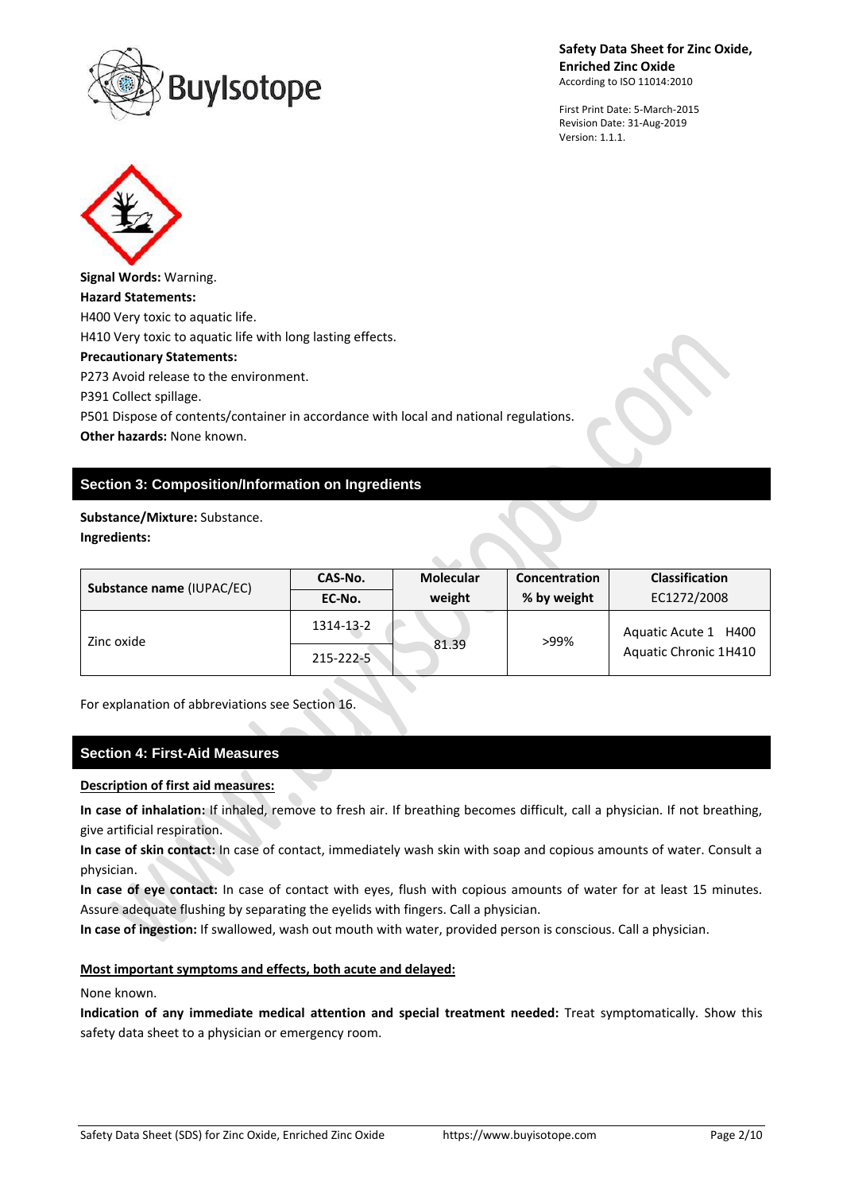**Signal Words:** Warning.

**Hazard Statements:**

H400 Very toxic to aquatic life.

H410 Very toxic to aquatic life with long lasting effects.

**Precautionary Statements:**

P273 Avoid release to the environment.

P391 Collect spillage.

P501 Dispose of contents/container in accordance with local and national regulations.

**Other hazards:** None known.

## Section 3: Composition/Information on Ingredients

**Substance/Mixture:** Substance.

**Ingredients:**

| **Substance name** (IUPAC/EC) | **CAS-No.** / **EC-No.** | **Molecular weight** | **Concentration % by weight** | **Classification** EC1272/2008 |
|---|---|---|---|---|
| Zinc oxide | 1314-13-2 / 215-222-5 | 81.39 | >99% | Aquatic Acute 1 H400 Aquatic Chronic 1H410 |

For explanation of abbreviations see Section 16.

## Section 4: First-Aid Measures

**Description of first aid measures:**

**In case of inhalation:** If inhaled, remove to fresh air. If breathing becomes difficult, call a physician. If not breathing, give artificial respiration.

**In case of skin contact:** In case of contact, immediately wash skin with soap and copious amounts of water. Consult a physician.

**In case of eye contact:** In case of contact with eyes, flush with copious amounts of water for at least 15 minutes. Assure adequate flushing by separating the eyelids with fingers. Call a physician.

**In case of ingestion:** If swallowed, wash out mouth with water, provided person is conscious. Call a physician.

**Most important symptoms and effects, both acute and delayed:**

None known.

**Indication of any immediate medical attention and special treatment needed:** Treat symptomatically. Show this safety data sheet to a physician or emergency room.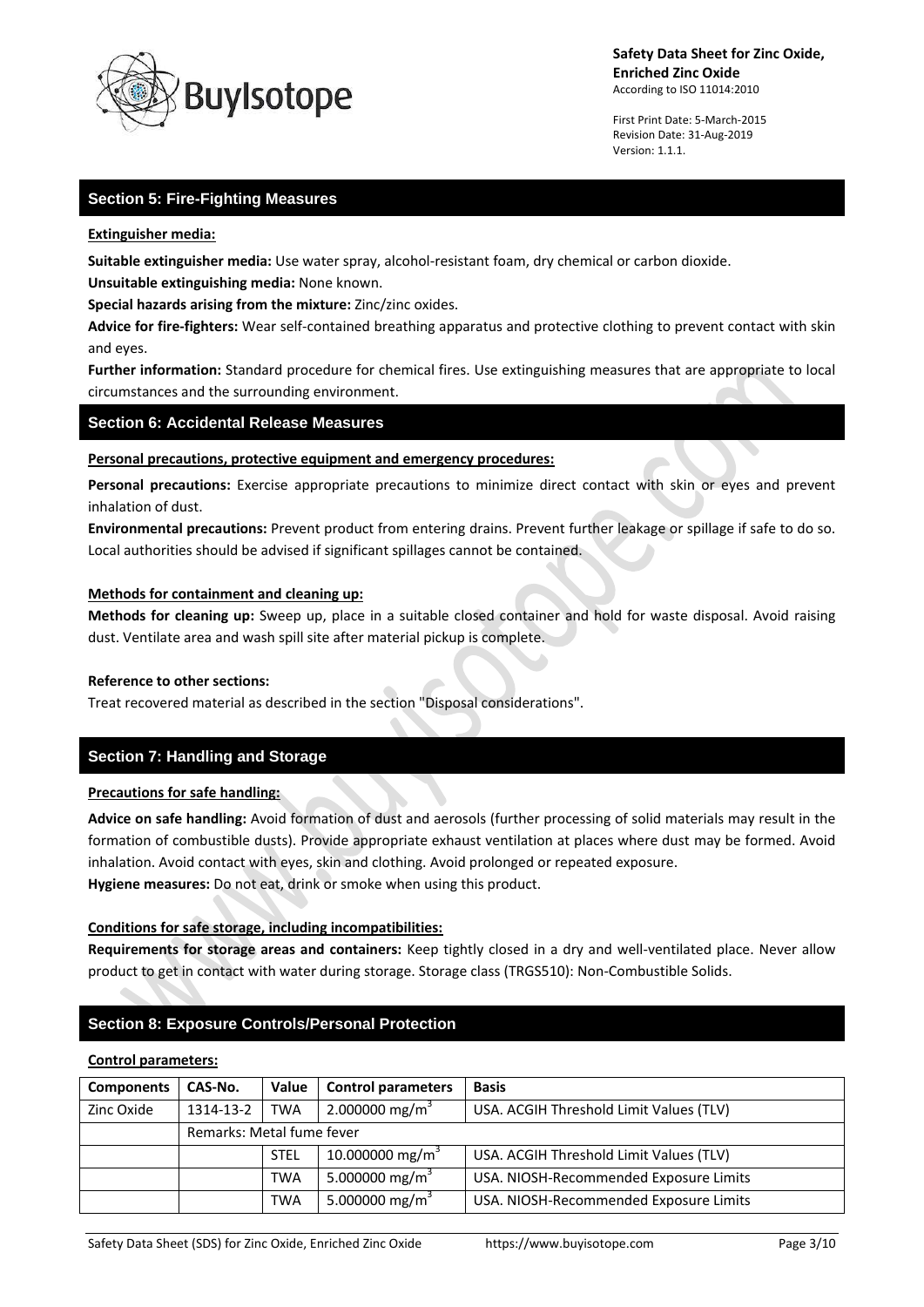## Section 5: Fire-Fighting Measures

**Extinguisher media:**

**Suitable extinguisher media:** Use water spray, alcohol-resistant foam, dry chemical or carbon dioxide.

**Unsuitable extinguishing media:** None known.

**Special hazards arising from the mixture:** Zinc/zinc oxides.

**Advice for fire-fighters:** Wear self-contained breathing apparatus and protective clothing to prevent contact with skin and eyes.

**Further information:** Standard procedure for chemical fires. Use extinguishing measures that are appropriate to local circumstances and the surrounding environment.

## Section 6: Accidental Release Measures

**Personal precautions, protective equipment and emergency procedures:**

**Personal precautions:** Exercise appropriate precautions to minimize direct contact with skin or eyes and prevent inhalation of dust.

**Environmental precautions:** Prevent product from entering drains. Prevent further leakage or spillage if safe to do so. Local authorities should be advised if significant spillages cannot be contained.

**Methods for containment and cleaning up:**

**Methods for cleaning up:** Sweep up, place in a suitable closed container and hold for waste disposal. Avoid raising dust. Ventilate area and wash spill site after material pickup is complete.

**Reference to other sections:**

Treat recovered material as described in the section "Disposal considerations".

## Section 7: Handling and Storage

**Precautions for safe handling:**

**Advice on safe handling:** Avoid formation of dust and aerosols (further processing of solid materials may result in the formation of combustible dusts). Provide appropriate exhaust ventilation at places where dust may be formed. Avoid inhalation. Avoid contact with eyes, skin and clothing. Avoid prolonged or repeated exposure.

**Hygiene measures:** Do not eat, drink or smoke when using this product.

**Conditions for safe storage, including incompatibilities:**

**Requirements for storage areas and containers:** Keep tightly closed in a dry and well-ventilated place. Never allow product to get in contact with water during storage. Storage class (TRGS510): Non-Combustible Solids.

## Section 8: Exposure Controls/Personal Protection

**Control parameters:**

| Components | CAS-No. | Value | Control parameters | Basis |
|---|---|---|---|---|
| Zinc Oxide | 1314-13-2 | TWA | 2.000000 $mg/m^3$ | USA. ACGIH Threshold Limit Values (TLV) |
| | Remarks: Metal fume fever | | | |
| | | STEL | 10.000000 $mg/m^3$ | USA. ACGIH Threshold Limit Values (TLV) |
| | | TWA | 5.000000 $mg/m^3$ | USA. NIOSH-Recommended Exposure Limits |
| | | TWA | 5.000000 $mg/m^3$ | USA. NIOSH-Recommended Exposure Limits |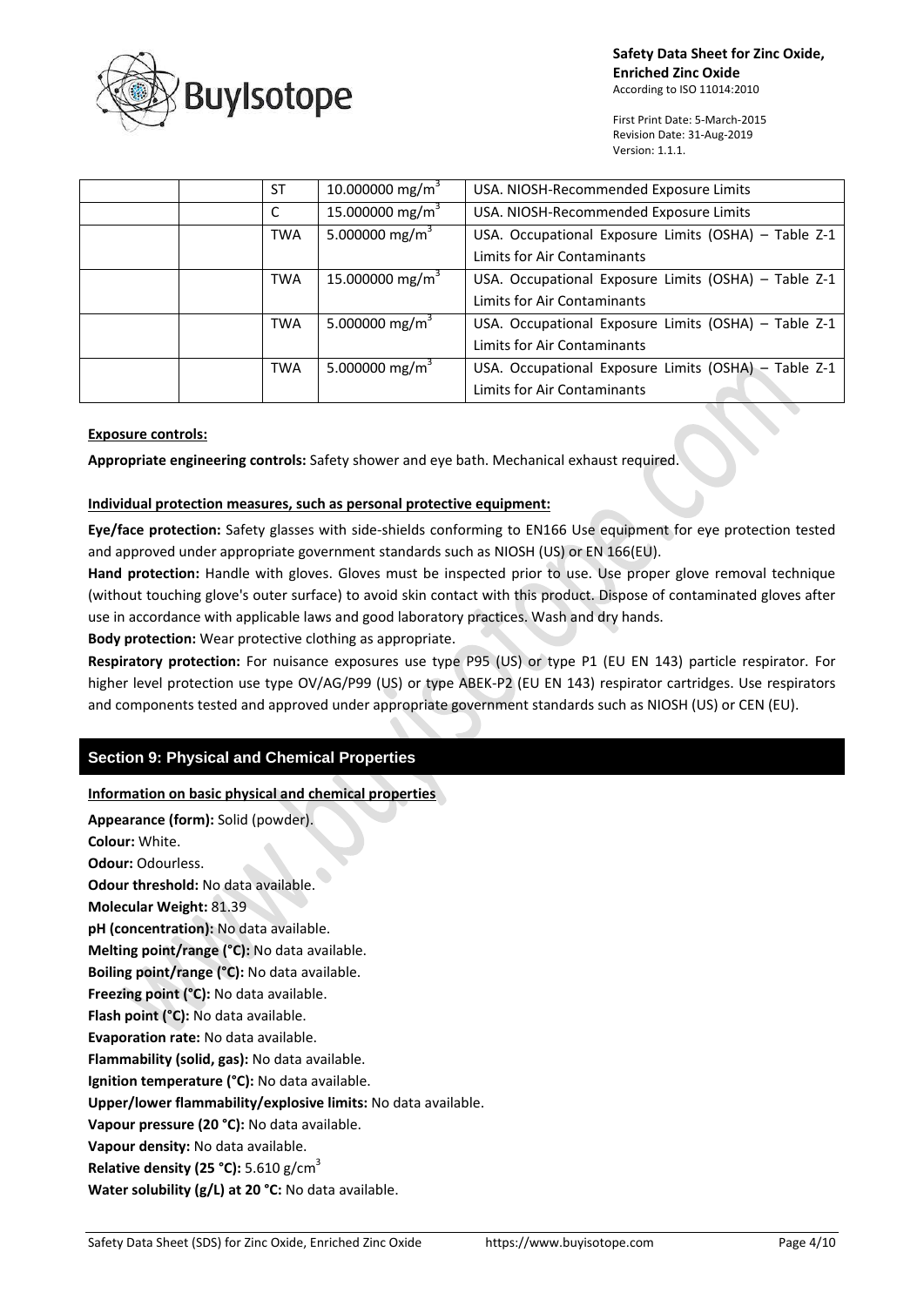| | | ST | 10.000000 mg/m$^3$ | USA. NIOSH-Recommended Exposure Limits |
|---|---|---|---|---|
| | | C | 15.000000 mg/m$^3$ | USA. NIOSH-Recommended Exposure Limits |
| | | TWA | 5.000000 mg/m$^3$ | USA. Occupational Exposure Limits (OSHA) – Table Z-1 Limits for Air Contaminants |
| | | TWA | 15.000000 mg/m$^3$ | USA. Occupational Exposure Limits (OSHA) – Table Z-1 Limits for Air Contaminants |
| | | TWA | 5.000000 mg/m$^3$ | USA. Occupational Exposure Limits (OSHA) – Table Z-1 Limits for Air Contaminants |
| | | TWA | 5.000000 mg/m$^3$ | USA. Occupational Exposure Limits (OSHA) – Table Z-1 Limits for Air Contaminants |

**Exposure controls:**

**Appropriate engineering controls:** Safety shower and eye bath. Mechanical exhaust required.

**Individual protection measures, such as personal protective equipment:**

**Eye/face protection:** Safety glasses with side-shields conforming to EN166 Use equipment for eye protection tested and approved under appropriate government standards such as NIOSH (US) or EN 166(EU).

**Hand protection:** Handle with gloves. Gloves must be inspected prior to use. Use proper glove removal technique (without touching glove's outer surface) to avoid skin contact with this product. Dispose of contaminated gloves after use in accordance with applicable laws and good laboratory practices. Wash and dry hands.

**Body protection:** Wear protective clothing as appropriate.

**Respiratory protection:** For nuisance exposures use type P95 (US) or type P1 (EU EN 143) particle respirator. For higher level protection use type OV/AG/P99 (US) or type ABEK-P2 (EU EN 143) respirator cartridges. Use respirators and components tested and approved under appropriate government standards such as NIOSH (US) or CEN (EU).

## Section 9: Physical and Chemical Properties

**Information on basic physical and chemical properties**

**Appearance (form):** Solid (powder).
**Colour:** White.
**Odour:** Odourless.
**Odour threshold:** No data available.
**Molecular Weight:** 81.39
**pH (concentration):** No data available.
**Melting point/range (°C):** No data available.
**Boiling point/range (°C):** No data available.
**Freezing point (°C):** No data available.
**Flash point (°C):** No data available.
**Evaporation rate:** No data available.
**Flammability (solid, gas):** No data available.
**Ignition temperature (°C):** No data available.
**Upper/lower flammability/explosive limits:** No data available.
**Vapour pressure (20 °C):** No data available.
**Vapour density:** No data available.
**Relative density (25 °C):** 5.610 g/cm$^3$
**Water solubility (g/L) at 20 °C:** No data available.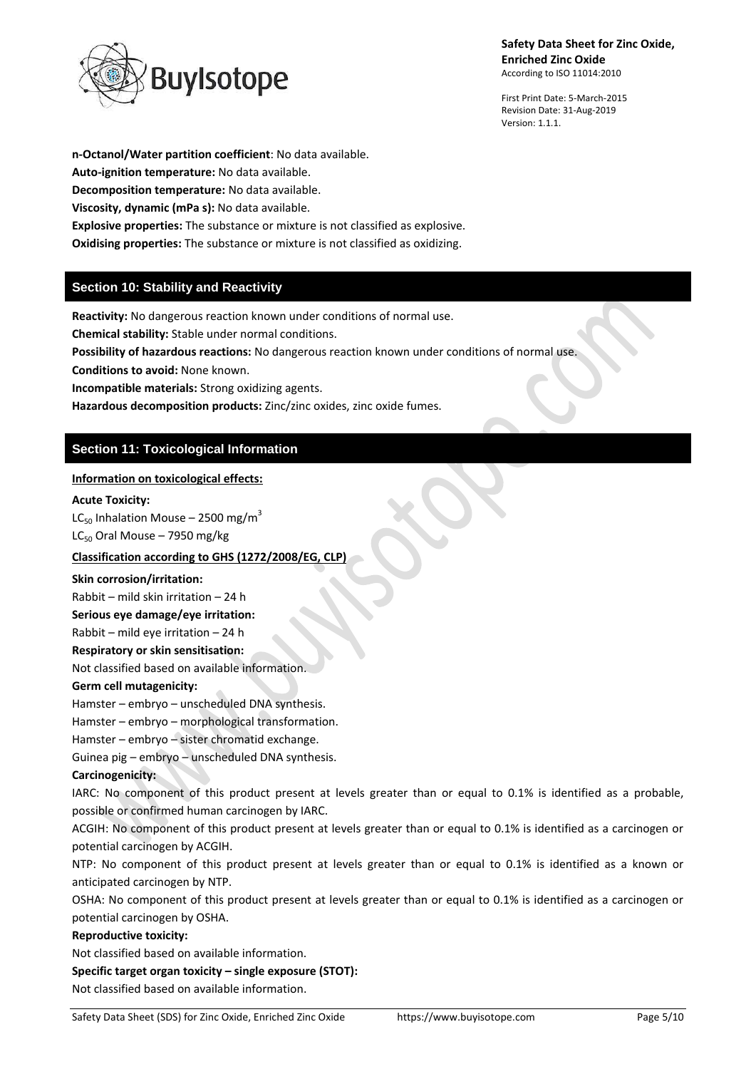**n-Octanol/Water partition coefficient**: No data available.

**Auto-ignition temperature:** No data available.

**Decomposition temperature:** No data available.

**Viscosity, dynamic (mPa s):** No data available.

**Explosive properties:** The substance or mixture is not classified as explosive.

**Oxidising properties:** The substance or mixture is not classified as oxidizing.

## Section 10: Stability and Reactivity

**Reactivity:** No dangerous reaction known under conditions of normal use.

**Chemical stability:** Stable under normal conditions.

**Possibility of hazardous reactions:** No dangerous reaction known under conditions of normal use.

**Conditions to avoid:** None known.

**Incompatible materials:** Strong oxidizing agents.

**Hazardous decomposition products:** Zinc/zinc oxides, zinc oxide fumes.

## Section 11: Toxicological Information

**Information on toxicological effects:**

**Acute Toxicity:**

$LC_{50}$ Inhalation Mouse – 2500 $mg/m^3$

$LC_{50}$ Oral Mouse – 7950 mg/kg

**Classification according to GHS (1272/2008/EG, CLP)**

**Skin corrosion/irritation:**

Rabbit – mild skin irritation – 24 h

**Serious eye damage/eye irritation:**

Rabbit – mild eye irritation – 24 h

**Respiratory or skin sensitisation:**

Not classified based on available information.

**Germ cell mutagenicity:**

Hamster – embryo – unscheduled DNA synthesis.

Hamster – embryo – morphological transformation.

Hamster – embryo – sister chromatid exchange.

Guinea pig – embryo – unscheduled DNA synthesis.

**Carcinogenicity:**

IARC: No component of this product present at levels greater than or equal to 0.1% is identified as a probable, possible or confirmed human carcinogen by IARC.

ACGIH: No component of this product present at levels greater than or equal to 0.1% is identified as a carcinogen or potential carcinogen by ACGIH.

NTP: No component of this product present at levels greater than or equal to 0.1% is identified as a known or anticipated carcinogen by NTP.

OSHA: No component of this product present at levels greater than or equal to 0.1% is identified as a carcinogen or potential carcinogen by OSHA.

**Reproductive toxicity:**

Not classified based on available information.

**Specific target organ toxicity – single exposure (STOT):**

Not classified based on available information.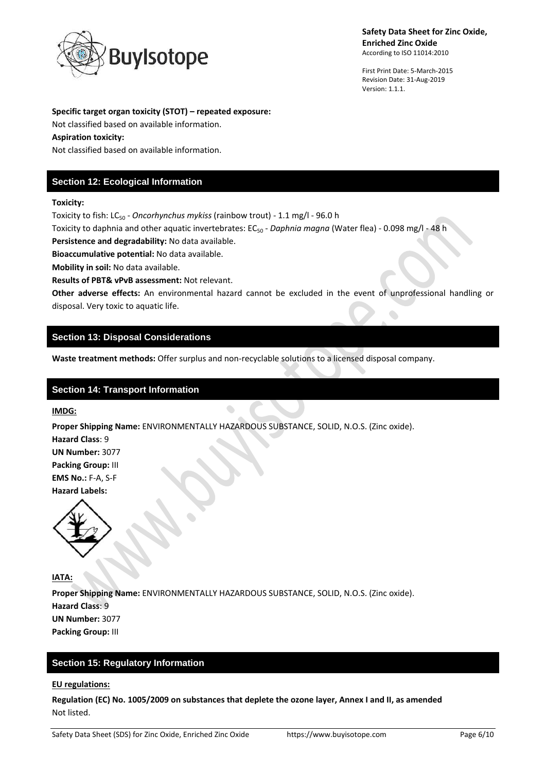**Specific target organ toxicity (STOT) – repeated exposure:**

Not classified based on available information.

**Aspiration toxicity:**

Not classified based on available information.

## Section 12: Ecological Information

**Toxicity:**

Toxicity to fish: $LC_{50}$ - *Oncorhynchus mykiss* (rainbow trout) - 1.1 mg/l - 96.0 h

Toxicity to daphnia and other aquatic invertebrates: $EC_{50}$ - *Daphnia magna* (Water flea) - 0.098 mg/l - 48 h

**Persistence and degradability:** No data available.

**Bioaccumulative potential:** No data available.

**Mobility in soil:** No data available.

**Results of PBT& vPvB assessment:** Not relevant.

**Other adverse effects:** An environmental hazard cannot be excluded in the event of unprofessional handling or disposal. Very toxic to aquatic life.

## Section 13: Disposal Considerations

**Waste treatment methods:** Offer surplus and non-recyclable solutions to a licensed disposal company.

## Section 14: Transport Information

**IMDG:**

**Proper Shipping Name:** ENVIRONMENTALLY HAZARDOUS SUBSTANCE, SOLID, N.O.S. (Zinc oxide).

**Hazard Class**: 9

**UN Number:** 3077

**Packing Group:** III

**EMS No.:** F-A, S-F

**Hazard Labels:**

**IATA:**

**Proper Shipping Name:** ENVIRONMENTALLY HAZARDOUS SUBSTANCE, SOLID, N.O.S. (Zinc oxide).

**Hazard Class**: 9

**UN Number:** 3077

**Packing Group:** III

## Section 15: Regulatory Information

**EU regulations:**

**Regulation (EC) No. 1005/2009 on substances that deplete the ozone layer, Annex I and II, as amended**

Not listed.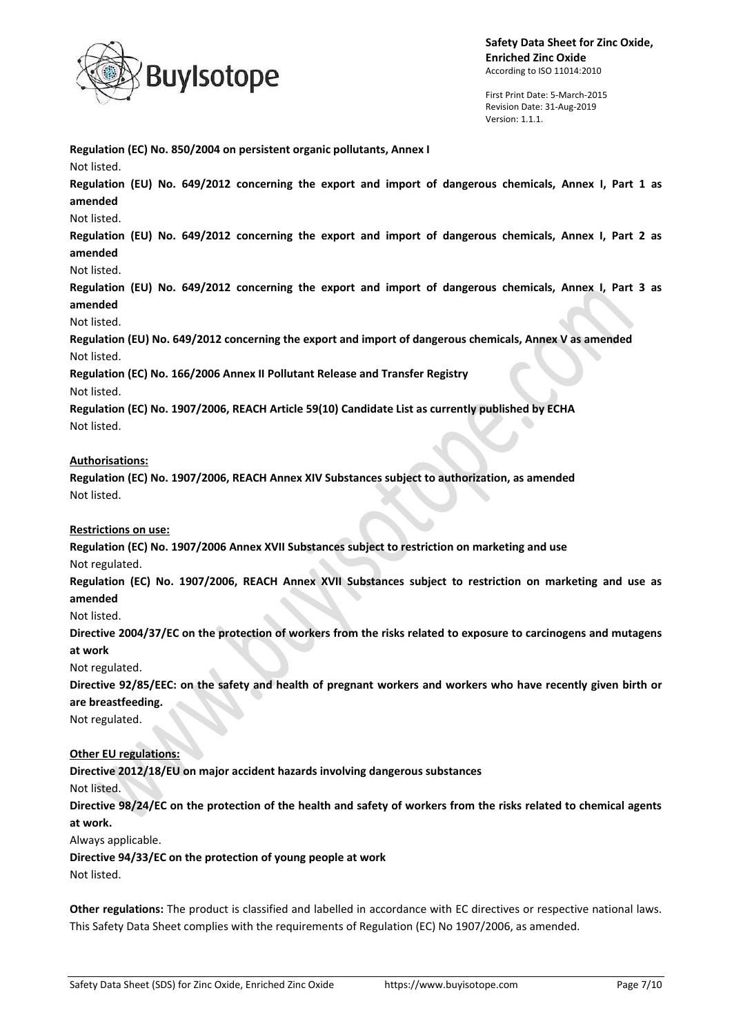**Regulation (EC) No. 850/2004 on persistent organic pollutants, Annex I**

Not listed.

**Regulation (EU) No. 649/2012 concerning the export and import of dangerous chemicals, Annex I, Part 1 as amended**

Not listed.

**Regulation (EU) No. 649/2012 concerning the export and import of dangerous chemicals, Annex I, Part 2 as amended**

Not listed.

**Regulation (EU) No. 649/2012 concerning the export and import of dangerous chemicals, Annex I, Part 3 as amended**

Not listed.

**Regulation (EU) No. 649/2012 concerning the export and import of dangerous chemicals, Annex V as amended**

Not listed.

**Regulation (EC) No. 166/2006 Annex II Pollutant Release and Transfer Registry**

Not listed.

**Regulation (EC) No. 1907/2006, REACH Article 59(10) Candidate List as currently published by ECHA**

Not listed.

**Authorisations:**

**Regulation (EC) No. 1907/2006, REACH Annex XIV Substances subject to authorization, as amended**

Not listed.

**Restrictions on use:**

**Regulation (EC) No. 1907/2006 Annex XVII Substances subject to restriction on marketing and use**

Not regulated.

**Regulation (EC) No. 1907/2006, REACH Annex XVII Substances subject to restriction on marketing and use as amended**

Not listed.

**Directive 2004/37/EC on the protection of workers from the risks related to exposure to carcinogens and mutagens at work**

Not regulated.

**Directive 92/85/EEC: on the safety and health of pregnant workers and workers who have recently given birth or are breastfeeding.**

Not regulated.

**Other EU regulations:**

**Directive 2012/18/EU on major accident hazards involving dangerous substances**

Not listed.

**Directive 98/24/EC on the protection of the health and safety of workers from the risks related to chemical agents at work.**

Always applicable.

**Directive 94/33/EC on the protection of young people at work**

Not listed.

**Other regulations:** The product is classified and labelled in accordance with EC directives or respective national laws. This Safety Data Sheet complies with the requirements of Regulation (EC) No 1907/2006, as amended.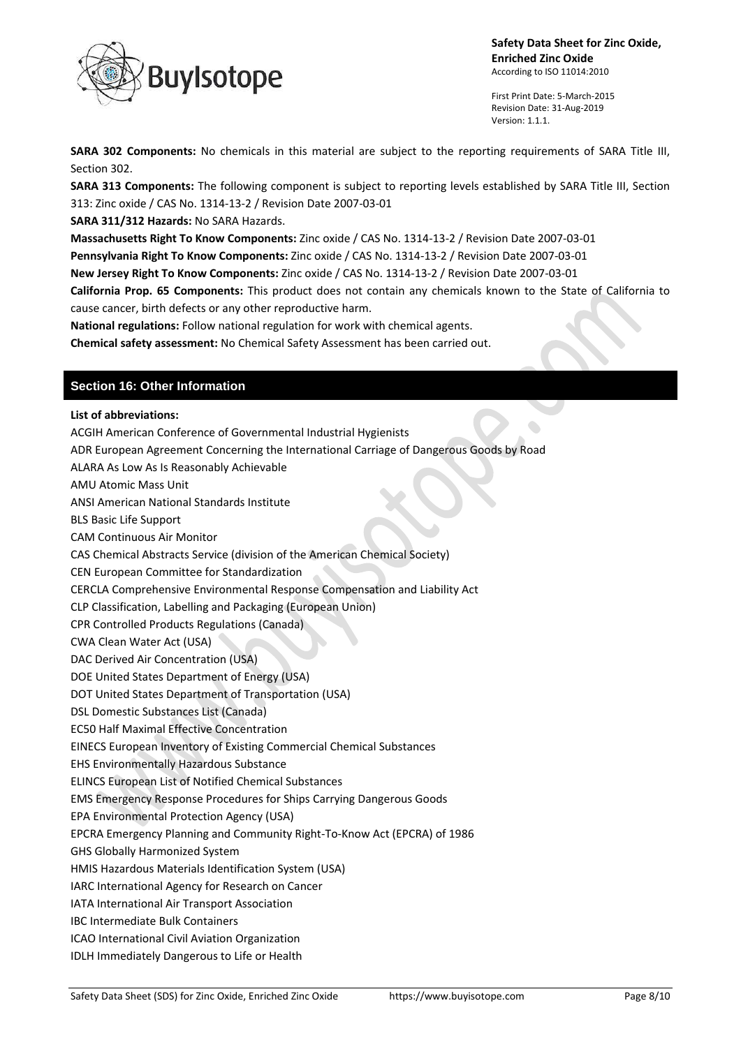**SARA 302 Components:** No chemicals in this material are subject to the reporting requirements of SARA Title III, Section 302.

**SARA 313 Components:** The following component is subject to reporting levels established by SARA Title III, Section 313: Zinc oxide / CAS No. 1314-13-2 / Revision Date 2007-03-01

**SARA 311/312 Hazards:** No SARA Hazards.

**Massachusetts Right To Know Components:** Zinc oxide / CAS No. 1314-13-2 / Revision Date 2007-03-01

**Pennsylvania Right To Know Components:** Zinc oxide / CAS No. 1314-13-2 / Revision Date 2007-03-01

**New Jersey Right To Know Components:** Zinc oxide / CAS No. 1314-13-2 / Revision Date 2007-03-01

**California Prop. 65 Components:** This product does not contain any chemicals known to the State of California to cause cancer, birth defects or any other reproductive harm.

**National regulations:** Follow national regulation for work with chemical agents.

**Chemical safety assessment:** No Chemical Safety Assessment has been carried out.

## Section 16: Other Information

**List of abbreviations:**

ACGIH American Conference of Governmental Industrial Hygienists
ADR European Agreement Concerning the International Carriage of Dangerous Goods by Road
ALARA As Low As Is Reasonably Achievable
AMU Atomic Mass Unit
ANSI American National Standards Institute
BLS Basic Life Support
CAM Continuous Air Monitor
CAS Chemical Abstracts Service (division of the American Chemical Society)
CEN European Committee for Standardization
CERCLA Comprehensive Environmental Response Compensation and Liability Act
CLP Classification, Labelling and Packaging (European Union)
CPR Controlled Products Regulations (Canada)
CWA Clean Water Act (USA)
DAC Derived Air Concentration (USA)
DOE United States Department of Energy (USA)
DOT United States Department of Transportation (USA)
DSL Domestic Substances List (Canada)
EC50 Half Maximal Effective Concentration
EINECS European Inventory of Existing Commercial Chemical Substances
EHS Environmentally Hazardous Substance
ELINCS European List of Notified Chemical Substances
EMS Emergency Response Procedures for Ships Carrying Dangerous Goods
EPA Environmental Protection Agency (USA)
EPCRA Emergency Planning and Community Right-To-Know Act (EPCRA) of 1986
GHS Globally Harmonized System
HMIS Hazardous Materials Identification System (USA)
IARC International Agency for Research on Cancer
IATA International Air Transport Association
IBC Intermediate Bulk Containers
ICAO International Civil Aviation Organization
IDLH Immediately Dangerous to Life or Health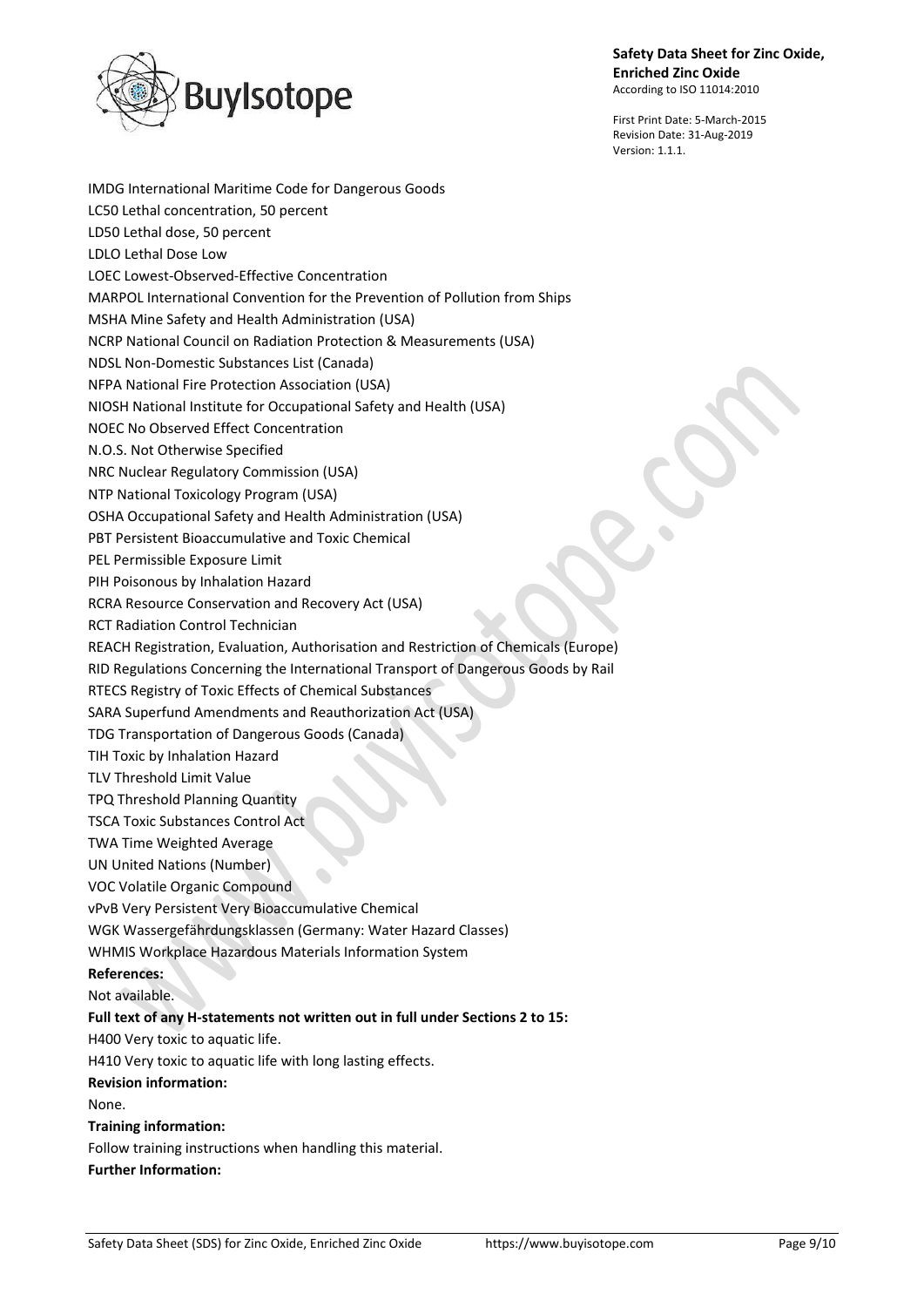IMDG International Maritime Code for Dangerous Goods
LC50 Lethal concentration, 50 percent
LD50 Lethal dose, 50 percent
LDLO Lethal Dose Low
LOEC Lowest-Observed-Effective Concentration
MARPOL International Convention for the Prevention of Pollution from Ships
MSHA Mine Safety and Health Administration (USA)
NCRP National Council on Radiation Protection & Measurements (USA)
NDSL Non-Domestic Substances List (Canada)
NFPA National Fire Protection Association (USA)
NIOSH National Institute for Occupational Safety and Health (USA)
NOEC No Observed Effect Concentration
N.O.S. Not Otherwise Specified
NRC Nuclear Regulatory Commission (USA)
NTP National Toxicology Program (USA)
OSHA Occupational Safety and Health Administration (USA)
PBT Persistent Bioaccumulative and Toxic Chemical
PEL Permissible Exposure Limit
PIH Poisonous by Inhalation Hazard
RCRA Resource Conservation and Recovery Act (USA)
RCT Radiation Control Technician
REACH Registration, Evaluation, Authorisation and Restriction of Chemicals (Europe)
RID Regulations Concerning the International Transport of Dangerous Goods by Rail
RTECS Registry of Toxic Effects of Chemical Substances
SARA Superfund Amendments and Reauthorization Act (USA)
TDG Transportation of Dangerous Goods (Canada)
TIH Toxic by Inhalation Hazard
TLV Threshold Limit Value
TPQ Threshold Planning Quantity
TSCA Toxic Substances Control Act
TWA Time Weighted Average
UN United Nations (Number)
VOC Volatile Organic Compound
vPvB Very Persistent Very Bioaccumulative Chemical
WGK Wassergefährdungsklassen (Germany: Water Hazard Classes)
WHMIS Workplace Hazardous Materials Information System

**References:**

Not available.

**Full text of any H-statements not written out in full under Sections 2 to 15:**

H400 Very toxic to aquatic life.
H410 Very toxic to aquatic life with long lasting effects.

**Revision information:**

None.

**Training information:**

Follow training instructions when handling this material.

**Further Information:**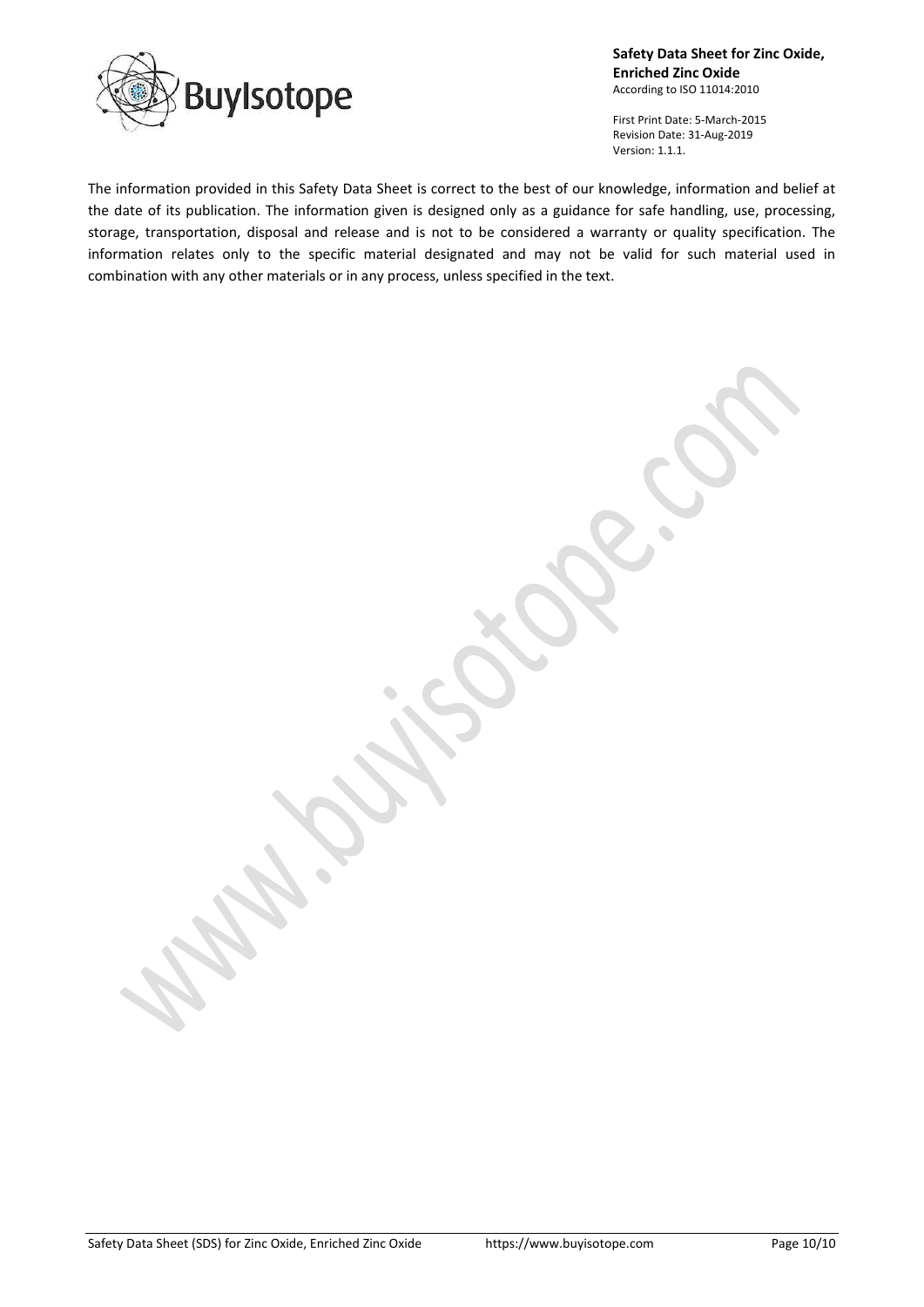The information provided in this Safety Data Sheet is correct to the best of our knowledge, information and belief at the date of its publication. The information given is designed only as a guidance for safe handling, use, processing, storage, transportation, disposal and release and is not to be considered a warranty or quality specification. The information relates only to the specific material designated and may not be valid for such material used in combination with any other materials or in any process, unless specified in the text.